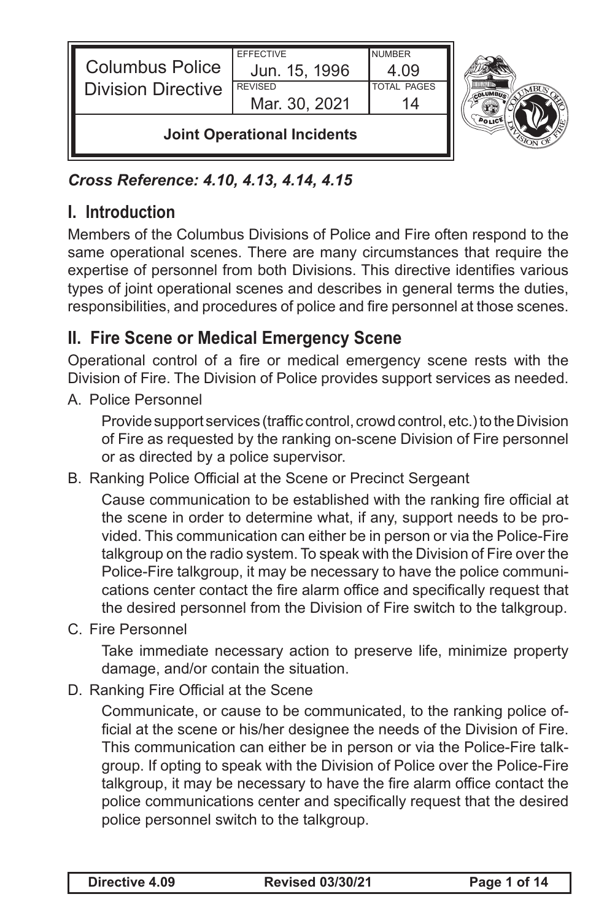| Columbus Police Division Directive | EFFECTIVE Jun. 15, 1996 | NUMBER 4.09 |
| --- | --- | --- |
| | REVISED Mar. 30, 2021 | TOTAL PAGES 14 |
| **Joint Operational Incidents** | | |

***Cross Reference: 4.10, 4.13, 4.14, 4.15***

## I. Introduction

Members of the Columbus Divisions of Police and Fire often respond to the same operational scenes. There are many circumstances that require the expertise of personnel from both Divisions. This directive identifies various types of joint operational scenes and describes in general terms the duties, responsibilities, and procedures of police and fire personnel at those scenes.

## II. Fire Scene or Medical Emergency Scene

Operational control of a fire or medical emergency scene rests with the Division of Fire. The Division of Police provides support services as needed.

A. Police Personnel

Provide support services (traffic control, crowd control, etc.) to the Division of Fire as requested by the ranking on-scene Division of Fire personnel or as directed by a police supervisor.

B. Ranking Police Official at the Scene or Precinct Sergeant

Cause communication to be established with the ranking fire official at the scene in order to determine what, if any, support needs to be provided. This communication can either be in person or via the Police-Fire talkgroup on the radio system. To speak with the Division of Fire over the Police-Fire talkgroup, it may be necessary to have the police communications center contact the fire alarm office and specifically request that the desired personnel from the Division of Fire switch to the talkgroup.

C. Fire Personnel

Take immediate necessary action to preserve life, minimize property damage, and/or contain the situation.

D. Ranking Fire Official at the Scene

Communicate, or cause to be communicated, to the ranking police official at the scene or his/her designee the needs of the Division of Fire. This communication can either be in person or via the Police-Fire talkgroup. If opting to speak with the Division of Police over the Police-Fire talkgroup, it may be necessary to have the fire alarm office contact the police communications center and specifically request that the desired police personnel switch to the talkgroup.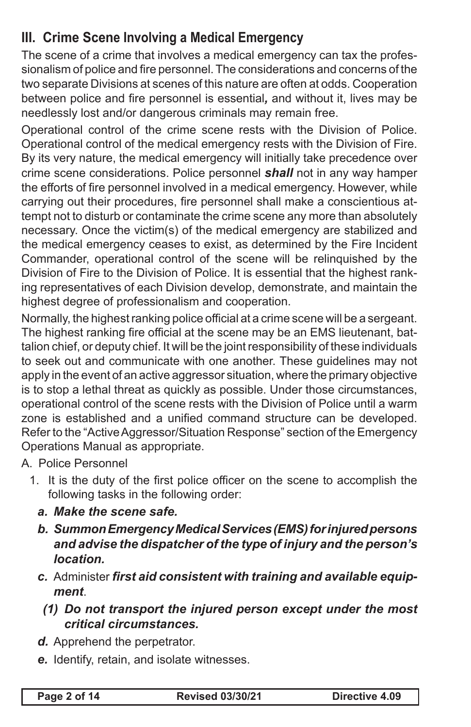## III. Crime Scene Involving a Medical Emergency

The scene of a crime that involves a medical emergency can tax the professionalism of police and fire personnel. The considerations and concerns of the two separate Divisions at scenes of this nature are often at odds. Cooperation between police and fire personnel is essential*,* and without it, lives may be needlessly lost and/or dangerous criminals may remain free.

Operational control of the crime scene rests with the Division of Police. Operational control of the medical emergency rests with the Division of Fire. By its very nature, the medical emergency will initially take precedence over crime scene considerations. Police personnel ***shall*** not in any way hamper the efforts of fire personnel involved in a medical emergency. However, while carrying out their procedures, fire personnel shall make a conscientious attempt not to disturb or contaminate the crime scene any more than absolutely necessary. Once the victim(s) of the medical emergency are stabilized and the medical emergency ceases to exist, as determined by the Fire Incident Commander, operational control of the scene will be relinquished by the Division of Fire to the Division of Police. It is essential that the highest ranking representatives of each Division develop, demonstrate, and maintain the highest degree of professionalism and cooperation.

Normally, the highest ranking police official at a crime scene will be a sergeant. The highest ranking fire official at the scene may be an EMS lieutenant, battalion chief, or deputy chief. It will be the joint responsibility of these individuals to seek out and communicate with one another. These guidelines may not apply in the event of an active aggressor situation, where the primary objective is to stop a lethal threat as quickly as possible. Under those circumstances, operational control of the scene rests with the Division of Police until a warm zone is established and a unified command structure can be developed. Refer to the "Active Aggressor/Situation Response" section of the Emergency Operations Manual as appropriate.

A. Police Personnel

1. It is the duty of the first police officer on the scene to accomplish the following tasks in the following order:

   ***a. Make the scene safe.***

   ***b. Summon Emergency Medical Services (EMS) for injured persons and advise the dispatcher of the type of injury and the person's location.***

   ***c.*** Administer ***first aid consistent with training and available equipment***.

   ***(1) Do not transport the injured person except under the most critical circumstances.***

   ***d.*** Apprehend the perpetrator.

   ***e.*** Identify, retain, and isolate witnesses.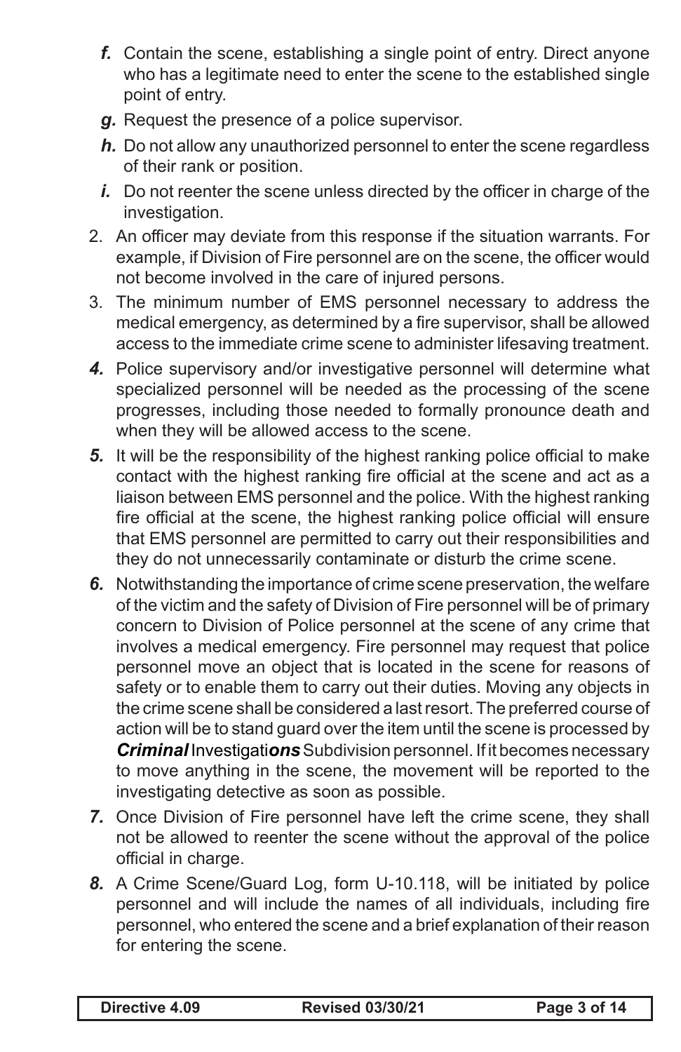*f.* Contain the scene, establishing a single point of entry. Direct anyone who has a legitimate need to enter the scene to the established single point of entry.

*g.* Request the presence of a police supervisor.

*h.* Do not allow any unauthorized personnel to enter the scene regardless of their rank or position.

*i.* Do not reenter the scene unless directed by the officer in charge of the investigation.

2. An officer may deviate from this response if the situation warrants. For example, if Division of Fire personnel are on the scene, the officer would not become involved in the care of injured persons.

3. The minimum number of EMS personnel necessary to address the medical emergency, as determined by a fire supervisor, shall be allowed access to the immediate crime scene to administer lifesaving treatment.

***4.*** Police supervisory and/or investigative personnel will determine what specialized personnel will be needed as the processing of the scene progresses, including those needed to formally pronounce death and when they will be allowed access to the scene.

***5.*** It will be the responsibility of the highest ranking police official to make contact with the highest ranking fire official at the scene and act as a liaison between EMS personnel and the police. With the highest ranking fire official at the scene, the highest ranking police official will ensure that EMS personnel are permitted to carry out their responsibilities and they do not unnecessarily contaminate or disturb the crime scene.

***6.*** Notwithstanding the importance of crime scene preservation, the welfare of the victim and the safety of Division of Fire personnel will be of primary concern to Division of Police personnel at the scene of any crime that involves a medical emergency. Fire personnel may request that police personnel move an object that is located in the scene for reasons of safety or to enable them to carry out their duties. Moving any objects in the crime scene shall be considered a last resort. The preferred course of action will be to stand guard over the item until the scene is processed by ***Criminal*** Investigati***ons*** Subdivision personnel. If it becomes necessary to move anything in the scene, the movement will be reported to the investigating detective as soon as possible.

***7.*** Once Division of Fire personnel have left the crime scene, they shall not be allowed to reenter the scene without the approval of the police official in charge.

***8.*** A Crime Scene/Guard Log, form U-10.118, will be initiated by police personnel and will include the names of all individuals, including fire personnel, who entered the scene and a brief explanation of their reason for entering the scene.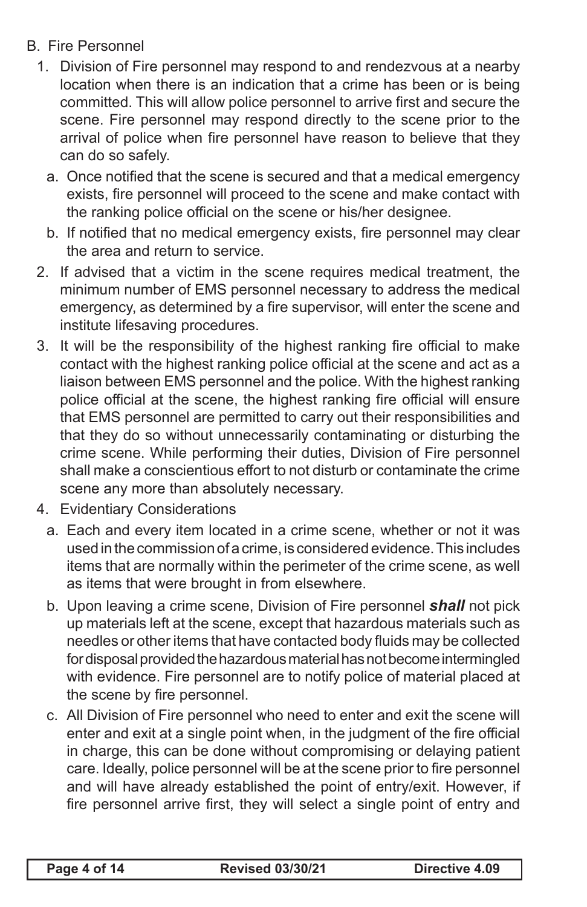B. Fire Personnel

1. Division of Fire personnel may respond to and rendezvous at a nearby location when there is an indication that a crime has been or is being committed. This will allow police personnel to arrive first and secure the scene. Fire personnel may respond directly to the scene prior to the arrival of police when fire personnel have reason to believe that they can do so safely.
   a. Once notified that the scene is secured and that a medical emergency exists, fire personnel will proceed to the scene and make contact with the ranking police official on the scene or his/her designee.
   b. If notified that no medical emergency exists, fire personnel may clear the area and return to service.
2. If advised that a victim in the scene requires medical treatment, the minimum number of EMS personnel necessary to address the medical emergency, as determined by a fire supervisor, will enter the scene and institute lifesaving procedures.
3. It will be the responsibility of the highest ranking fire official to make contact with the highest ranking police official at the scene and act as a liaison between EMS personnel and the police. With the highest ranking police official at the scene, the highest ranking fire official will ensure that EMS personnel are permitted to carry out their responsibilities and that they do so without unnecessarily contaminating or disturbing the crime scene. While performing their duties, Division of Fire personnel shall make a conscientious effort to not disturb or contaminate the crime scene any more than absolutely necessary.
4. Evidentiary Considerations
   a. Each and every item located in a crime scene, whether or not it was used in the commission of a crime, is considered evidence. This includes items that are normally within the perimeter of the crime scene, as well as items that were brought in from elsewhere.
   b. Upon leaving a crime scene, Division of Fire personnel ***shall*** not pick up materials left at the scene, except that hazardous materials such as needles or other items that have contacted body fluids may be collected for disposal provided the hazardous material has not become intermingled with evidence. Fire personnel are to notify police of material placed at the scene by fire personnel.
   c. All Division of Fire personnel who need to enter and exit the scene will enter and exit at a single point when, in the judgment of the fire official in charge, this can be done without compromising or delaying patient care. Ideally, police personnel will be at the scene prior to fire personnel and will have already established the point of entry/exit. However, if fire personnel arrive first, they will select a single point of entry and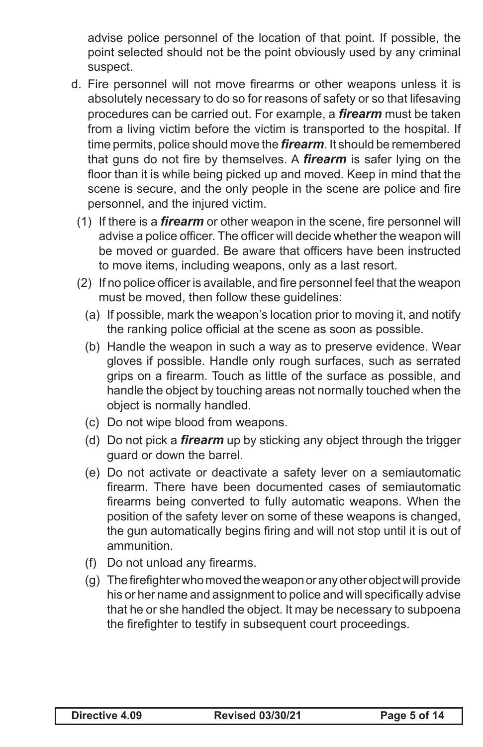advise police personnel of the location of that point. If possible, the point selected should not be the point obviously used by any criminal suspect.

d. Fire personnel will not move firearms or other weapons unless it is absolutely necessary to do so for reasons of safety or so that lifesaving procedures can be carried out. For example, a ***firearm*** must be taken from a living victim before the victim is transported to the hospital. If time permits, police should move the ***firearm***. It should be remembered that guns do not fire by themselves. A ***firearm*** is safer lying on the floor than it is while being picked up and moved. Keep in mind that the scene is secure, and the only people in the scene are police and fire personnel, and the injured victim.

   (1) If there is a ***firearm*** or other weapon in the scene, fire personnel will advise a police officer. The officer will decide whether the weapon will be moved or guarded. Be aware that officers have been instructed to move items, including weapons, only as a last resort.

   (2) If no police officer is available, and fire personnel feel that the weapon must be moved, then follow these guidelines:

      (a) If possible, mark the weapon's location prior to moving it, and notify the ranking police official at the scene as soon as possible.

      (b) Handle the weapon in such a way as to preserve evidence. Wear gloves if possible. Handle only rough surfaces, such as serrated grips on a firearm. Touch as little of the surface as possible, and handle the object by touching areas not normally touched when the object is normally handled.

      (c) Do not wipe blood from weapons.

      (d) Do not pick a ***firearm*** up by sticking any object through the trigger guard or down the barrel.

      (e) Do not activate or deactivate a safety lever on a semiautomatic firearm. There have been documented cases of semiautomatic firearms being converted to fully automatic weapons. When the position of the safety lever on some of these weapons is changed, the gun automatically begins firing and will not stop until it is out of ammunition.

      (f) Do not unload any firearms.

      (g) The firefighter who moved the weapon or any other object will provide his or her name and assignment to police and will specifically advise that he or she handled the object. It may be necessary to subpoena the firefighter to testify in subsequent court proceedings.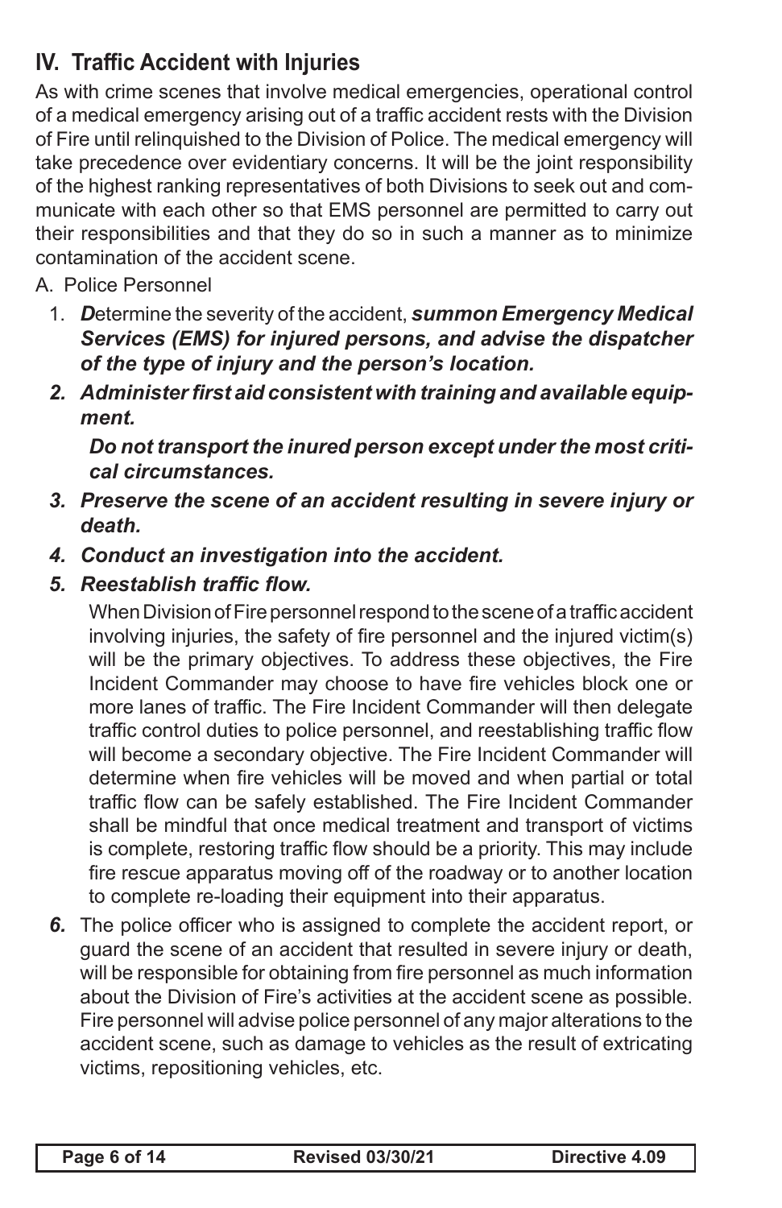## IV. Traffic Accident with Injuries

As with crime scenes that involve medical emergencies, operational control of a medical emergency arising out of a traffic accident rests with the Division of Fire until relinquished to the Division of Police. The medical emergency will take precedence over evidentiary concerns. It will be the joint responsibility of the highest ranking representatives of both Divisions to seek out and communicate with each other so that EMS personnel are permitted to carry out their responsibilities and that they do so in such a manner as to minimize contamination of the accident scene.

A. Police Personnel

1. ***D***etermine the severity of the accident, ***summon Emergency Medical Services (EMS) for injured persons, and advise the dispatcher of the type of injury and the person's location.***

2. ***Administer first aid consistent with training and available equipment.***

   ***Do not transport the inured person except under the most critical circumstances.***

3. ***Preserve the scene of an accident resulting in severe injury or death.***

4. ***Conduct an investigation into the accident.***

5. ***Reestablish traffic flow.***

   When Division of Fire personnel respond to the scene of a traffic accident involving injuries, the safety of fire personnel and the injured victim(s) will be the primary objectives. To address these objectives, the Fire Incident Commander may choose to have fire vehicles block one or more lanes of traffic. The Fire Incident Commander will then delegate traffic control duties to police personnel, and reestablishing traffic flow will become a secondary objective. The Fire Incident Commander will determine when fire vehicles will be moved and when partial or total traffic flow can be safely established. The Fire Incident Commander shall be mindful that once medical treatment and transport of victims is complete, restoring traffic flow should be a priority. This may include fire rescue apparatus moving off of the roadway or to another location to complete re-loading their equipment into their apparatus.

6. The police officer who is assigned to complete the accident report, or guard the scene of an accident that resulted in severe injury or death, will be responsible for obtaining from fire personnel as much information about the Division of Fire's activities at the accident scene as possible. Fire personnel will advise police personnel of any major alterations to the accident scene, such as damage to vehicles as the result of extricating victims, repositioning vehicles, etc.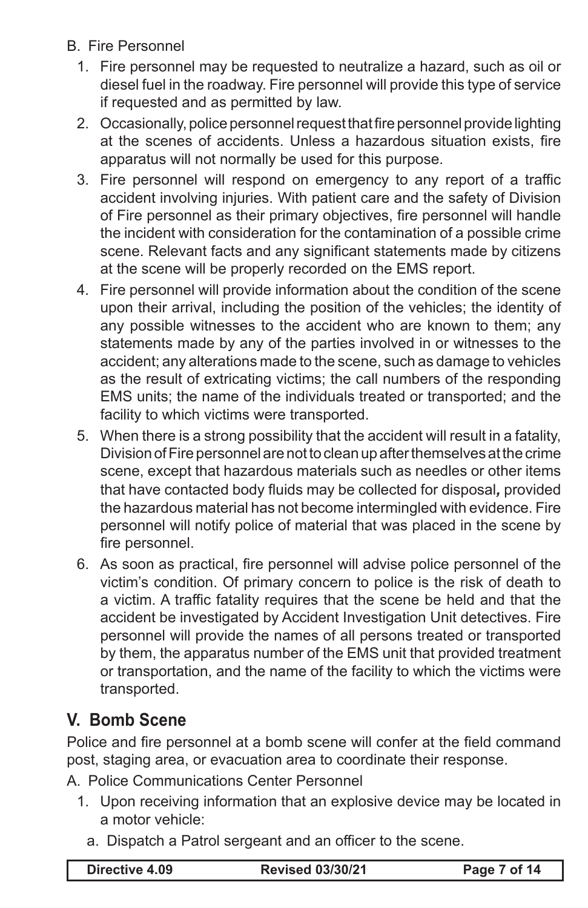B. Fire Personnel

1. Fire personnel may be requested to neutralize a hazard, such as oil or diesel fuel in the roadway. Fire personnel will provide this type of service if requested and as permitted by law.
2. Occasionally, police personnel request that fire personnel provide lighting at the scenes of accidents. Unless a hazardous situation exists, fire apparatus will not normally be used for this purpose.
3. Fire personnel will respond on emergency to any report of a traffic accident involving injuries. With patient care and the safety of Division of Fire personnel as their primary objectives, fire personnel will handle the incident with consideration for the contamination of a possible crime scene. Relevant facts and any significant statements made by citizens at the scene will be properly recorded on the EMS report.
4. Fire personnel will provide information about the condition of the scene upon their arrival, including the position of the vehicles; the identity of any possible witnesses to the accident who are known to them; any statements made by any of the parties involved in or witnesses to the accident; any alterations made to the scene, such as damage to vehicles as the result of extricating victims; the call numbers of the responding EMS units; the name of the individuals treated or transported; and the facility to which victims were transported.
5. When there is a strong possibility that the accident will result in a fatality, Division of Fire personnel are not to clean up after themselves at the crime scene, except that hazardous materials such as needles or other items that have contacted body fluids may be collected for disposal*,* provided the hazardous material has not become intermingled with evidence. Fire personnel will notify police of material that was placed in the scene by fire personnel.
6. As soon as practical, fire personnel will advise police personnel of the victim's condition. Of primary concern to police is the risk of death to a victim. A traffic fatality requires that the scene be held and that the accident be investigated by Accident Investigation Unit detectives. Fire personnel will provide the names of all persons treated or transported by them, the apparatus number of the EMS unit that provided treatment or transportation, and the name of the facility to which the victims were transported.

## V. Bomb Scene

Police and fire personnel at a bomb scene will confer at the field command post, staging area, or evacuation area to coordinate their response.

A. Police Communications Center Personnel

1. Upon receiving information that an explosive device may be located in a motor vehicle:
   a. Dispatch a Patrol sergeant and an officer to the scene.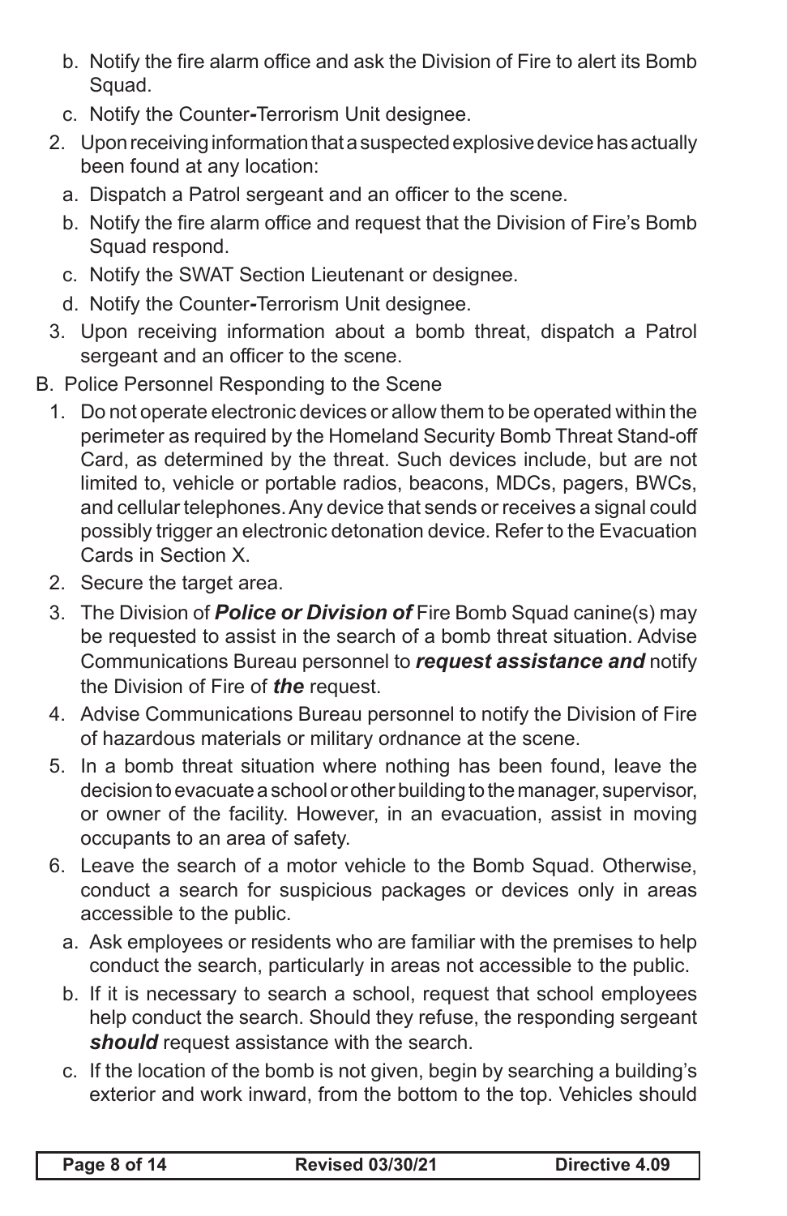b. Notify the fire alarm office and ask the Division of Fire to alert its Bomb Squad.
   c. Notify the Counter-Terrorism Unit designee.
2. Upon receiving information that a suspected explosive device has actually been found at any location:
   a. Dispatch a Patrol sergeant and an officer to the scene.
   b. Notify the fire alarm office and request that the Division of Fire's Bomb Squad respond.
   c. Notify the SWAT Section Lieutenant or designee.
   d. Notify the Counter-Terrorism Unit designee.
3. Upon receiving information about a bomb threat, dispatch a Patrol sergeant and an officer to the scene.

B. Police Personnel Responding to the Scene

1. Do not operate electronic devices or allow them to be operated within the perimeter as required by the Homeland Security Bomb Threat Stand-off Card, as determined by the threat. Such devices include, but are not limited to, vehicle or portable radios, beacons, MDCs, pagers, BWCs, and cellular telephones. Any device that sends or receives a signal could possibly trigger an electronic detonation device. Refer to the Evacuation Cards in Section X.
2. Secure the target area.
3. The Division of ***Police or Division of*** Fire Bomb Squad canine(s) may be requested to assist in the search of a bomb threat situation. Advise Communications Bureau personnel to ***request assistance and*** notify the Division of Fire of ***the*** request.
4. Advise Communications Bureau personnel to notify the Division of Fire of hazardous materials or military ordnance at the scene.
5. In a bomb threat situation where nothing has been found, leave the decision to evacuate a school or other building to the manager, supervisor, or owner of the facility. However, in an evacuation, assist in moving occupants to an area of safety.
6. Leave the search of a motor vehicle to the Bomb Squad. Otherwise, conduct a search for suspicious packages or devices only in areas accessible to the public.
   a. Ask employees or residents who are familiar with the premises to help conduct the search, particularly in areas not accessible to the public.
   b. If it is necessary to search a school, request that school employees help conduct the search. Should they refuse, the responding sergeant ***should*** request assistance with the search.
   c. If the location of the bomb is not given, begin by searching a building's exterior and work inward, from the bottom to the top. Vehicles should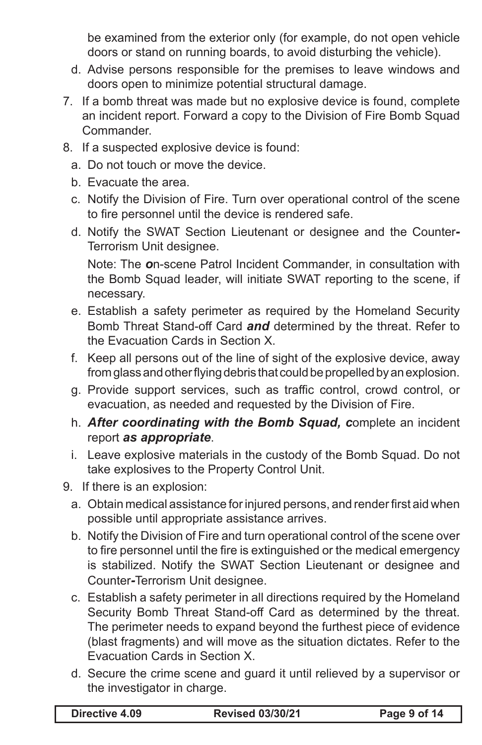be examined from the exterior only (for example, do not open vehicle doors or stand on running boards, to avoid disturbing the vehicle).

  d. Advise persons responsible for the premises to leave windows and doors open to minimize potential structural damage.

7. If a bomb threat was made but no explosive device is found, complete an incident report. Forward a copy to the Division of Fire Bomb Squad Commander.
8. If a suspected explosive device is found:
   a. Do not touch or move the device.
   b. Evacuate the area.
   c. Notify the Division of Fire. Turn over operational control of the scene to fire personnel until the device is rendered safe.
   d. Notify the SWAT Section Lieutenant or designee and the Counter-Terrorism Unit designee.

      Note: The ***o***n-scene Patrol Incident Commander, in consultation with the Bomb Squad leader, will initiate SWAT reporting to the scene, if necessary.
   e. Establish a safety perimeter as required by the Homeland Security Bomb Threat Stand-off Card ***and*** determined by the threat. Refer to the Evacuation Cards in Section X.
   f. Keep all persons out of the line of sight of the explosive device, away from glass and other flying debris that could be propelled by an explosion.
   g. Provide support services, such as traffic control, crowd control, or evacuation, as needed and requested by the Division of Fire.
   h. ***After coordinating with the Bomb Squad, c***omplete an incident report ***as appropriate***.
   i. Leave explosive materials in the custody of the Bomb Squad. Do not take explosives to the Property Control Unit.
9. If there is an explosion:
   a. Obtain medical assistance for injured persons, and render first aid when possible until appropriate assistance arrives.
   b. Notify the Division of Fire and turn operational control of the scene over to fire personnel until the fire is extinguished or the medical emergency is stabilized. Notify the SWAT Section Lieutenant or designee and Counter-Terrorism Unit designee.
   c. Establish a safety perimeter in all directions required by the Homeland Security Bomb Threat Stand-off Card as determined by the threat. The perimeter needs to expand beyond the furthest piece of evidence (blast fragments) and will move as the situation dictates. Refer to the Evacuation Cards in Section X.
   d. Secure the crime scene and guard it until relieved by a supervisor or the investigator in charge.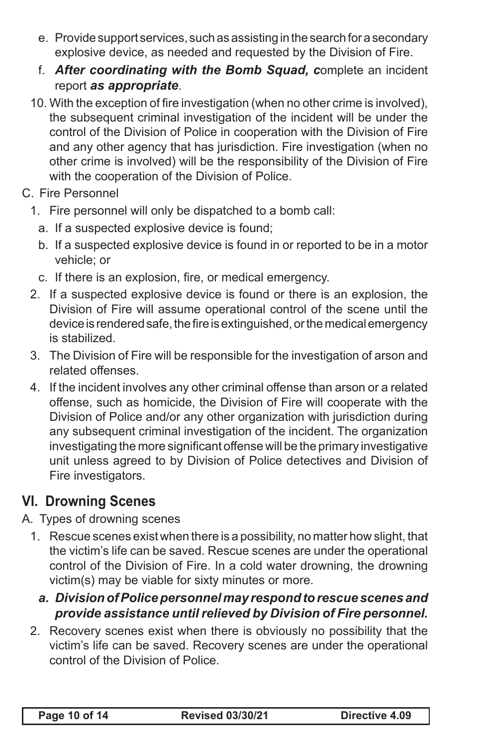e. Provide support services, such as assisting in the search for a secondary explosive device, as needed and requested by the Division of Fire.

f. ***After coordinating with the Bomb Squad, c***omplete an incident report ***as appropriate***.

10. With the exception of fire investigation (when no other crime is involved), the subsequent criminal investigation of the incident will be under the control of the Division of Police in cooperation with the Division of Fire and any other agency that has jurisdiction. Fire investigation (when no other crime is involved) will be the responsibility of the Division of Fire with the cooperation of the Division of Police.

C. Fire Personnel

1. Fire personnel will only be dispatched to a bomb call:

   a. If a suspected explosive device is found;

   b. If a suspected explosive device is found in or reported to be in a motor vehicle; or

   c. If there is an explosion, fire, or medical emergency.

2. If a suspected explosive device is found or there is an explosion, the Division of Fire will assume operational control of the scene until the device is rendered safe, the fire is extinguished, or the medical emergency is stabilized.

3. The Division of Fire will be responsible for the investigation of arson and related offenses.

4. If the incident involves any other criminal offense than arson or a related offense, such as homicide, the Division of Fire will cooperate with the Division of Police and/or any other organization with jurisdiction during any subsequent criminal investigation of the incident. The organization investigating the more significant offense will be the primary investigative unit unless agreed to by Division of Police detectives and Division of Fire investigators.

## VI. Drowning Scenes

A. Types of drowning scenes

1. Rescue scenes exist when there is a possibility, no matter how slight, that the victim's life can be saved. Rescue scenes are under the operational control of the Division of Fire. In a cold water drowning, the drowning victim(s) may be viable for sixty minutes or more.

   ***a. Division of Police personnel may respond to rescue scenes and provide assistance until relieved by Division of Fire personnel.***

2. Recovery scenes exist when there is obviously no possibility that the victim's life can be saved. Recovery scenes are under the operational control of the Division of Police.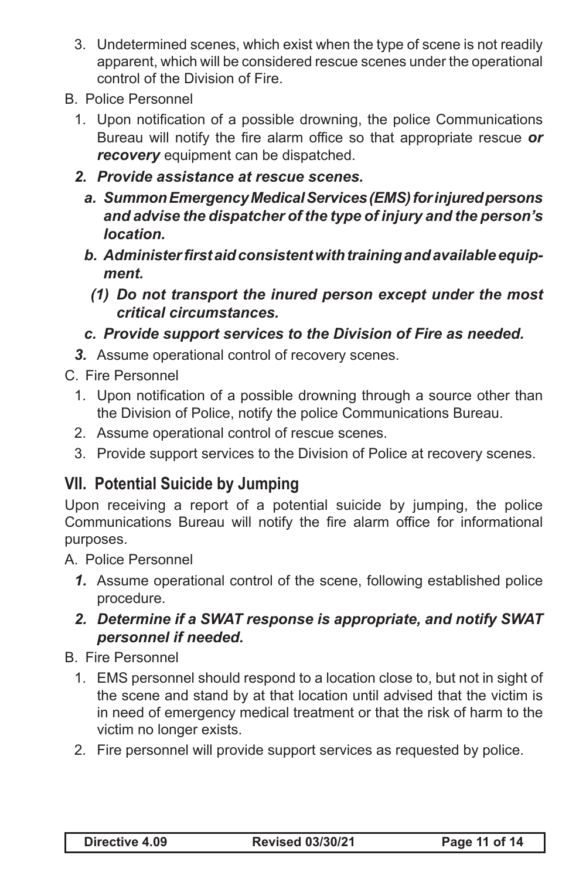3. Undetermined scenes, which exist when the type of scene is not readily apparent, which will be considered rescue scenes under the operational control of the Division of Fire.

B. Police Personnel

1. Upon notification of a possible drowning, the police Communications Bureau will notify the fire alarm office so that appropriate rescue ***or recovery*** equipment can be dispatched.

***2. Provide assistance at rescue scenes.***

***a. Summon Emergency Medical Services (EMS) for injured persons and advise the dispatcher of the type of injury and the person's location.***

***b. Administer first aid consistent with training and available equipment.***

***(1) Do not transport the inured person except under the most critical circumstances.***

***c. Provide support services to the Division of Fire as needed.***

***3.*** Assume operational control of recovery scenes.

C. Fire Personnel

1. Upon notification of a possible drowning through a source other than the Division of Police, notify the police Communications Bureau.
2. Assume operational control of rescue scenes.
3. Provide support services to the Division of Police at recovery scenes.

## VII. Potential Suicide by Jumping

Upon receiving a report of a potential suicide by jumping, the police Communications Bureau will notify the fire alarm office for informational purposes.

A. Police Personnel

***1.*** Assume operational control of the scene, following established police procedure.

***2. Determine if a SWAT response is appropriate, and notify SWAT personnel if needed.***

B. Fire Personnel

1. EMS personnel should respond to a location close to, but not in sight of the scene and stand by at that location until advised that the victim is in need of emergency medical treatment or that the risk of harm to the victim no longer exists.
2. Fire personnel will provide support services as requested by police.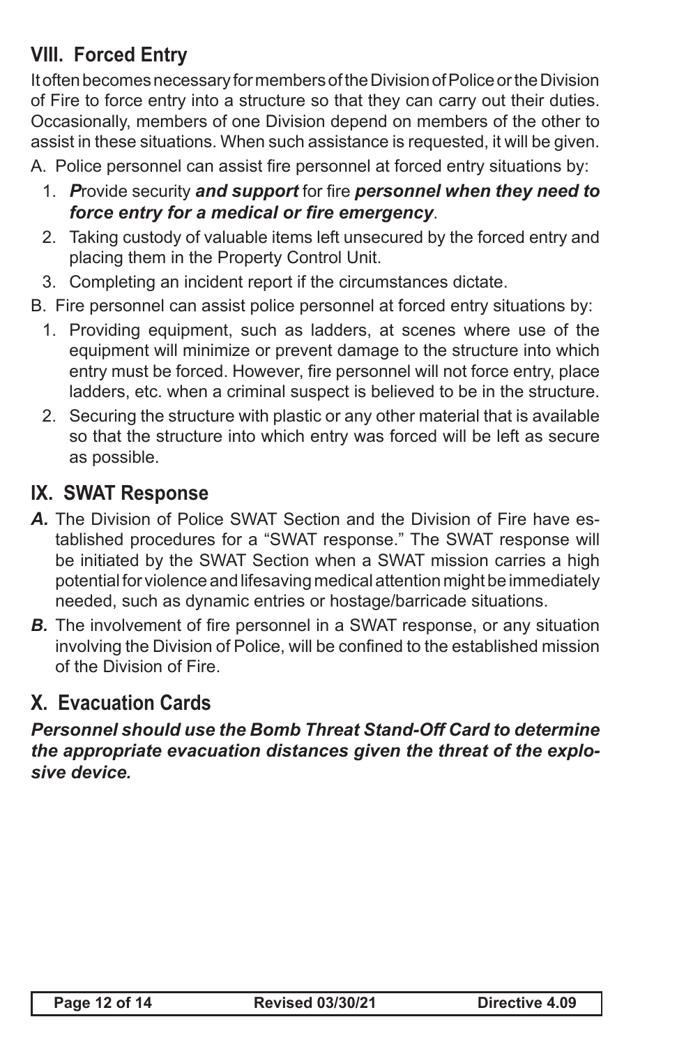## VIII. Forced Entry

It often becomes necessary for members of the Division of Police or the Division of Fire to force entry into a structure so that they can carry out their duties. Occasionally, members of one Division depend on members of the other to assist in these situations. When such assistance is requested, it will be given.

A. Police personnel can assist fire personnel at forced entry situations by:

1. ***P***rovide security ***and support*** for fire ***personnel when they need to force entry for a medical or fire emergency***.
2. Taking custody of valuable items left unsecured by the forced entry and placing them in the Property Control Unit.
3. Completing an incident report if the circumstances dictate.

B. Fire personnel can assist police personnel at forced entry situations by:

1. Providing equipment, such as ladders, at scenes where use of the equipment will minimize or prevent damage to the structure into which entry must be forced. However, fire personnel will not force entry, place ladders, etc. when a criminal suspect is believed to be in the structure.
2. Securing the structure with plastic or any other material that is available so that the structure into which entry was forced will be left as secure as possible.

## IX. SWAT Response

***A.*** The Division of Police SWAT Section and the Division of Fire have established procedures for a "SWAT response." The SWAT response will be initiated by the SWAT Section when a SWAT mission carries a high potential for violence and lifesaving medical attention might be immediately needed, such as dynamic entries or hostage/barricade situations.

***B.*** The involvement of fire personnel in a SWAT response, or any situation involving the Division of Police, will be confined to the established mission of the Division of Fire.

## X. Evacuation Cards

***Personnel should use the Bomb Threat Stand-Off Card to determine the appropriate evacuation distances given the threat of the explosive device.***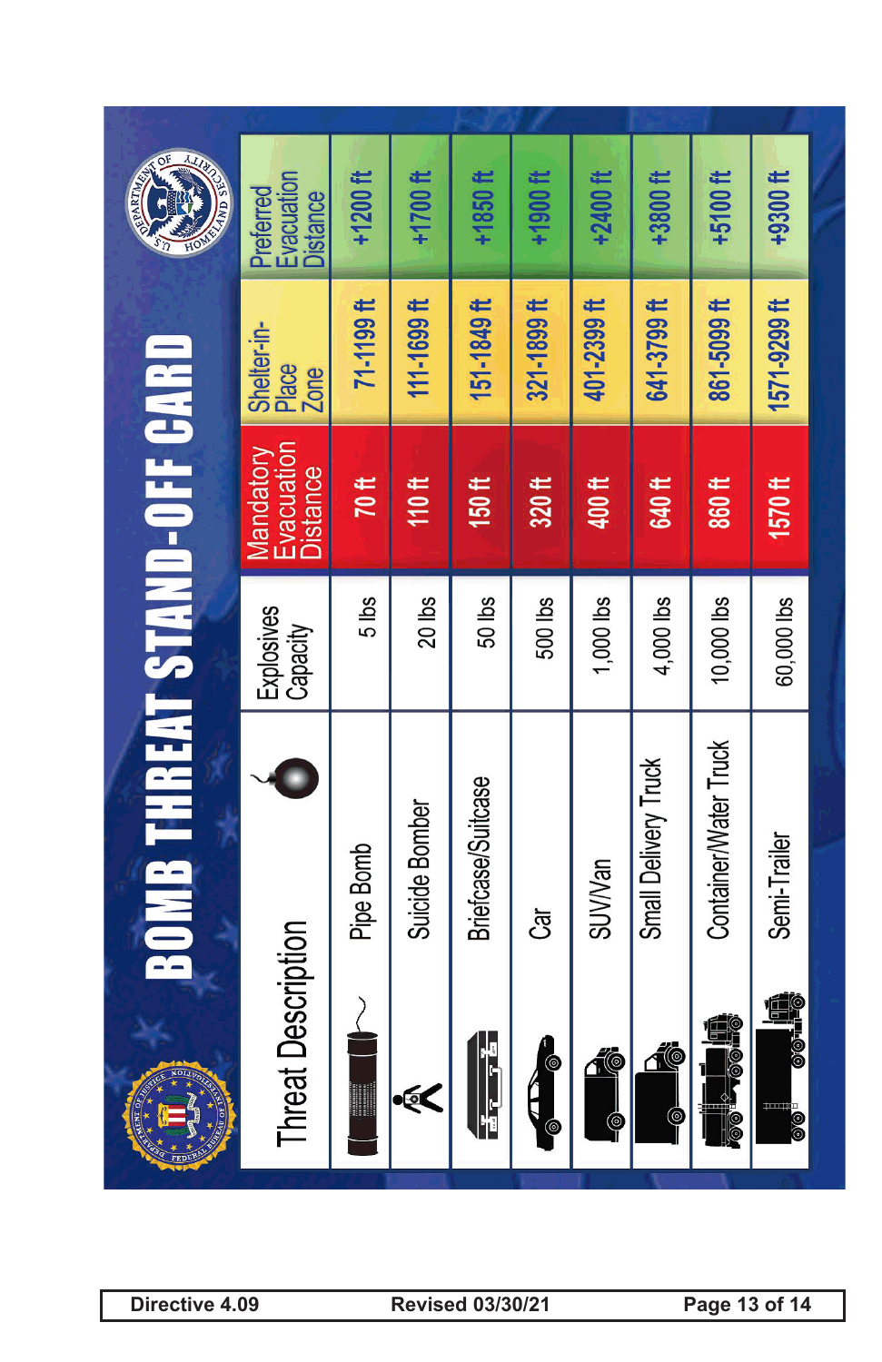# BOMB THREAT STAND-OFF CARD

| Threat Description | Explosives Capacity | Mandatory Evacuation Distance | Shelter-in-Place Zone | Preferred Evacuation Distance |
|---|---|---|---|---|
| Pipe Bomb | 5 lbs | 70 ft | 71-1199 ft | +1200 ft |
| Suicide Bomber | 20 lbs | 110 ft | 111-1699 ft | +1700 ft |
| Briefcase/Suitcase | 50 lbs | 150 ft | 151-1849 ft | +1850 ft |
| Car | 500 lbs | 320 ft | 321-1899 ft | +1900 ft |
| SUV/Van | 1,000 lbs | 400 ft | 401-2399 ft | +2400 ft |
| Small Delivery Truck | 4,000 lbs | 640 ft | 641-3799 ft | +3800 ft |
| Container/Water Truck | 10,000 lbs | 860 ft | 861-5099 ft | +5100 ft |
| Semi-Trailer | 60,000 lbs | 1570 ft | 1571-9299 ft | +9300 ft |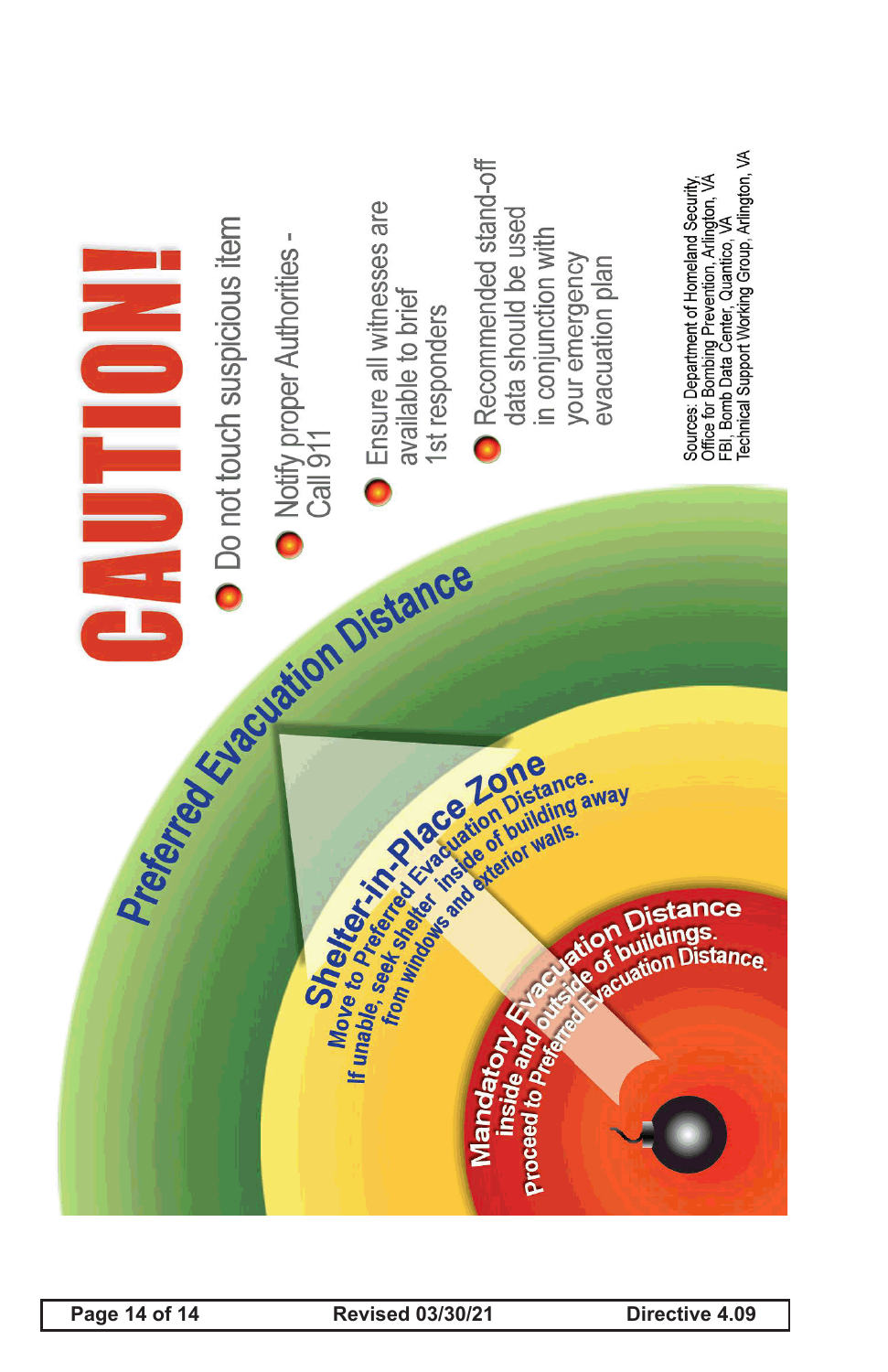# CAUTION!

- Do not touch suspicious item
- Notify proper Authorities - Call 911
- Ensure all witnesses are available to brief 1st responders
- Recommended stand-off data should be used in conjunction with your emergency evacuation plan

Preferred Evacuation Distance

**Shelter-in-Place Zone**
Move to Preferred Evacuation Distance.
If unable, seek shelter inside of building away from windows and exterior walls.

**Mandatory Evacuation Distance**
inside and outside of buildings.
Proceed to Preferred Evacuation Distance.

Sources: Department of Homeland Security, Office for Bombing Prevention, Arlington, VA
FBI, Bomb Data Center, Quantico, VA
Technical Support Working Group, Arlington, VA